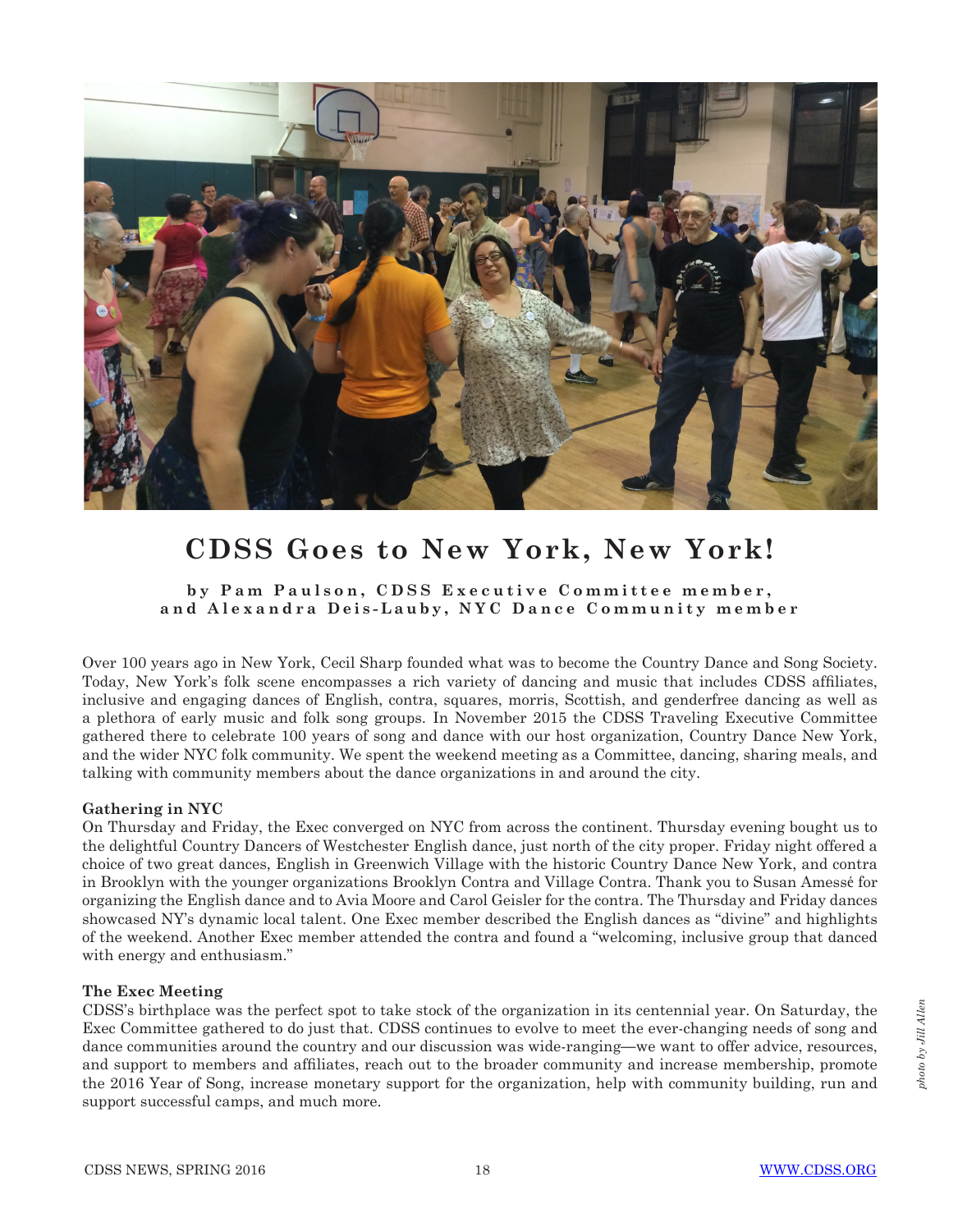# CDSS Goes to New York, New York!

**by Pam Paulson, CDSS Executive Committee member, and Alexandra Deis-Lauby, NYC Dance Community member**

*photo by Jill Allen*

Over 100 years ago in New York, Cecil Sharp founded what was to become the Country Dance and Song Society. Today, New York's folk scene encompasses a rich variety of dancing and music that includes CDSS affiliates, inclusive and engaging dances of English, contra, squares, morris, Scottish, and genderfree dancing as well as a plethora of early music and folk song groups. In November 2015 the CDSS Traveling Executive Committee gathered there to celebrate 100 years of song and dance with our host organization, Country Dance New York, and the wider NYC folk community. We spent the weekend meeting as a Committee, dancing, sharing meals, and talking with community members about the dance organizations in and around the city.

**Gathering in NYC**

On Thursday and Friday, the Exec converged on NYC from across the continent. Thursday evening bought us to the delightful Country Dancers of Westchester English dance, just north of the city proper. Friday night offered a choice of two great dances, English in Greenwich Village with the historic Country Dance New York, and contra in Brooklyn with the younger organizations Brooklyn Contra and Village Contra. Thank you to Susan Amessé for organizing the English dance and to Avia Moore and Carol Geisler for the contra. The Thursday and Friday dances showcased NY's dynamic local talent. One Exec member described the English dances as "divine" and highlights of the weekend. Another Exec member attended the contra and found a "welcoming, inclusive group that danced with energy and enthusiasm."

**The Exec Meeting**

CDSS's birthplace was the perfect spot to take stock of the organization in its centennial year. On Saturday, the Exec Committee gathered to do just that. CDSS continues to evolve to meet the ever-changing needs of song and dance communities around the country and our discussion was wide-ranging—we want to offer advice, resources, and support to members and affiliates, reach out to the broader community and increase membership, promote the 2016 Year of Song, increase monetary support for the organization, help with community building, run and support successful camps, and much more.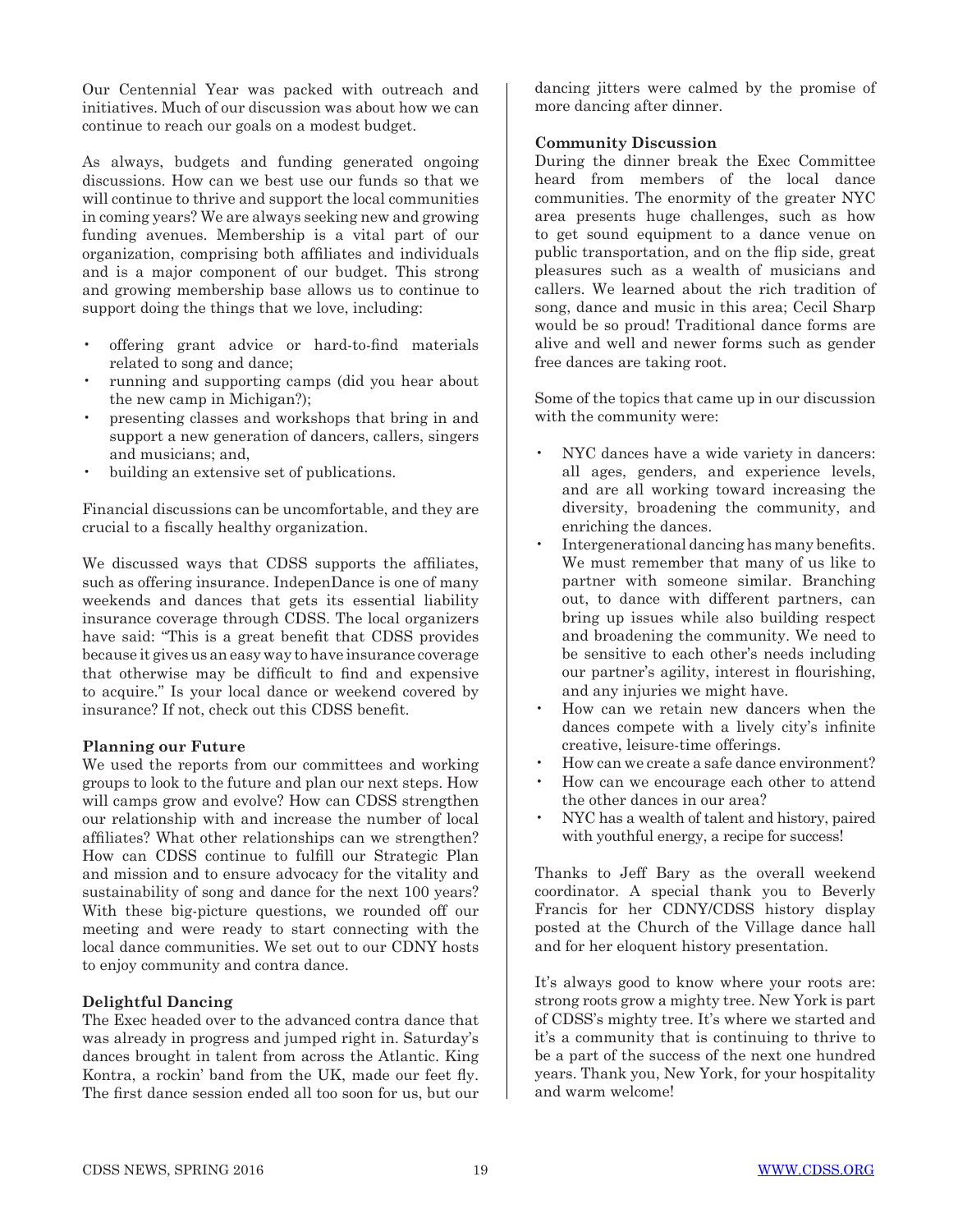Our Centennial Year was packed with outreach and initiatives. Much of our discussion was about how we can continue to reach our goals on a modest budget.

As always, budgets and funding generated ongoing discussions. How can we best use our funds so that we will continue to thrive and support the local communities in coming years? We are always seeking new and growing funding avenues. Membership is a vital part of our organization, comprising both affiliates and individuals and is a major component of our budget. This strong and growing membership base allows us to continue to support doing the things that we love, including:

- offering grant advice or hard-to-find materials related to song and dance;
- running and supporting camps (did you hear about the new camp in Michigan?);
- presenting classes and workshops that bring in and support a new generation of dancers, callers, singers and musicians; and,
- building an extensive set of publications.

Financial discussions can be uncomfortable, and they are crucial to a fiscally healthy organization.

We discussed ways that CDSS supports the affiliates, such as offering insurance. IndepenDance is one of many weekends and dances that gets its essential liability insurance coverage through CDSS. The local organizers have said: "This is a great benefit that CDSS provides because it gives us an easy way to have insurance coverage that otherwise may be difficult to find and expensive to acquire." Is your local dance or weekend covered by insurance? If not, check out this CDSS benefit.

**Planning our Future**

We used the reports from our committees and working groups to look to the future and plan our next steps. How will camps grow and evolve? How can CDSS strengthen our relationship with and increase the number of local affiliates? What other relationships can we strengthen? How can CDSS continue to fulfill our Strategic Plan and mission and to ensure advocacy for the vitality and sustainability of song and dance for the next 100 years? With these big-picture questions, we rounded off our meeting and were ready to start connecting with the local dance communities. We set out to our CDNY hosts to enjoy community and contra dance.

**Delightful Dancing**

The Exec headed over to the advanced contra dance that was already in progress and jumped right in. Saturday's dances brought in talent from across the Atlantic. King Kontra, a rockin' band from the UK, made our feet fly. The first dance session ended all too soon for us, but our dancing jitters were calmed by the promise of more dancing after dinner.

**Community Discussion**

During the dinner break the Exec Committee heard from members of the local dance communities. The enormity of the greater NYC area presents huge challenges, such as how to get sound equipment to a dance venue on public transportation, and on the flip side, great pleasures such as a wealth of musicians and callers. We learned about the rich tradition of song, dance and music in this area; Cecil Sharp would be so proud! Traditional dance forms are alive and well and newer forms such as gender free dances are taking root.

Some of the topics that came up in our discussion with the community were:

- NYC dances have a wide variety in dancers: all ages, genders, and experience levels, and are all working toward increasing the diversity, broadening the community, and enriching the dances.
- Intergenerational dancing has many benefits. We must remember that many of us like to partner with someone similar. Branching out, to dance with different partners, can bring up issues while also building respect and broadening the community. We need to be sensitive to each other's needs including our partner's agility, interest in flourishing, and any injuries we might have.
- How can we retain new dancers when the dances compete with a lively city's infinite creative, leisure-time offerings.
- How can we create a safe dance environment?
- How can we encourage each other to attend the other dances in our area?
- NYC has a wealth of talent and history, paired with youthful energy, a recipe for success!

Thanks to Jeff Bary as the overall weekend coordinator. A special thank you to Beverly Francis for her CDNY/CDSS history display posted at the Church of the Village dance hall and for her eloquent history presentation.

It's always good to know where your roots are: strong roots grow a mighty tree. New York is part of CDSS's mighty tree. It's where we started and it's a community that is continuing to thrive to be a part of the success of the next one hundred years. Thank you, New York, for your hospitality and warm welcome!